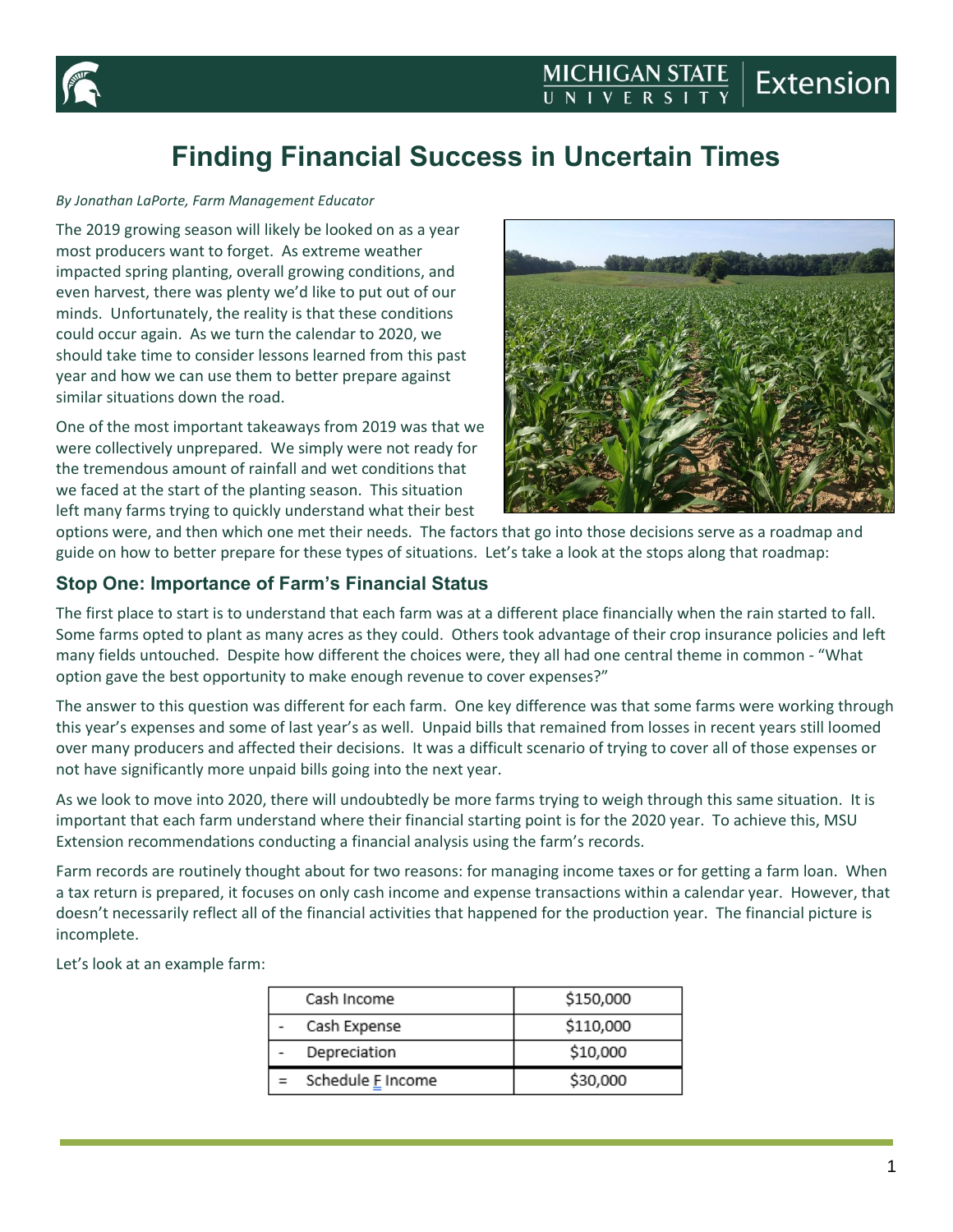# Finding Financial Success in Uncertain Times

*By Jonathan LaPorte, Farm Management Educator*

The 2019 growing season will likely be looked on as a year most producers want to forget. As extreme weather impacted spring planting, overall growing conditions, and even harvest, there was plenty we'd like to put out of our minds. Unfortunately, the reality is that these conditions could occur again. As we turn the calendar to 2020, we should take time to consider lessons learned from this past year and how we can use them to better prepare against similar situations down the road.

One of the most important takeaways from 2019 was that we were collectively unprepared. We simply were not ready for the tremendous amount of rainfall and wet conditions that we faced at the start of the planting season. This situation left many farms trying to quickly understand what their best options were, and then which one met their needs. The factors that go into those decisions serve as a roadmap and guide on how to better prepare for these types of situations. Let's take a look at the stops along that roadmap:

## Stop One: Importance of Farm's Financial Status

The first place to start is to understand that each farm was at a different place financially when the rain started to fall. Some farms opted to plant as many acres as they could. Others took advantage of their crop insurance policies and left many fields untouched. Despite how different the choices were, they all had one central theme in common - "What option gave the best opportunity to make enough revenue to cover expenses?"

The answer to this question was different for each farm. One key difference was that some farms were working through this year's expenses and some of last year's as well. Unpaid bills that remained from losses in recent years still loomed over many producers and affected their decisions. It was a difficult scenario of trying to cover all of those expenses or not have significantly more unpaid bills going into the next year.

As we look to move into 2020, there will undoubtedly be more farms trying to weigh through this same situation. It is important that each farm understand where their financial starting point is for the 2020 year. To achieve this, MSU Extension recommendations conducting a financial analysis using the farm's records.

Farm records are routinely thought about for two reasons: for managing income taxes or for getting a farm loan. When a tax return is prepared, it focuses on only cash income and expense transactions within a calendar year. However, that doesn't necessarily reflect all of the financial activities that happened for the production year. The financial picture is incomplete.

Let's look at an example farm:

| | | |
|---|---|---|
| | Cash Income | $150,000 |
| - | Cash Expense | $110,000 |
| - | Depreciation | $10,000 |
| = | Schedule F Income | $30,000 |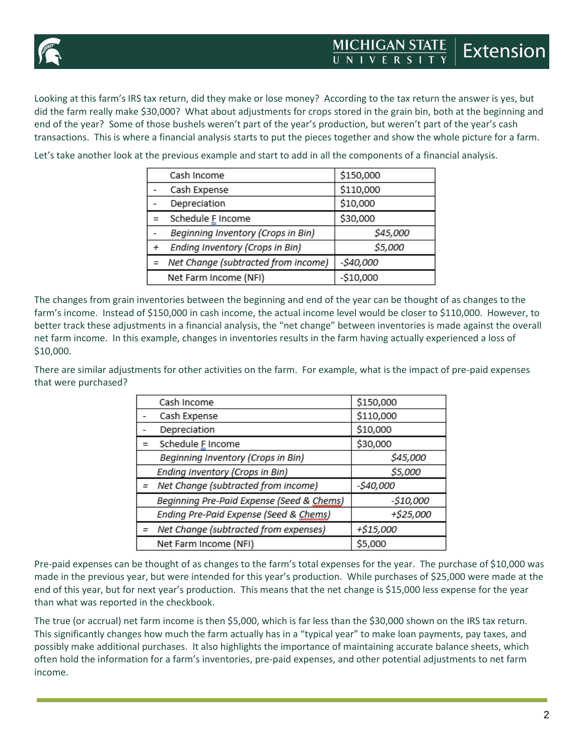Looking at this farm's IRS tax return, did they make or lose money? According to the tax return the answer is yes, but did the farm really make $30,000? What about adjustments for crops stored in the grain bin, both at the beginning and end of the year? Some of those bushels weren't part of the year's production, but weren't part of the year's cash transactions. This is where a financial analysis starts to put the pieces together and show the whole picture for a farm.

Let's take another look at the previous example and start to add in all the components of a financial analysis.

| | | |
|---|---|---|
| | Cash Income | $150,000 |
| - | Cash Expense | $110,000 |
| - | Depreciation | $10,000 |
| = | Schedule F Income | $30,000 |
| - | *Beginning Inventory (Crops in Bin)* | *$45,000* |
| + | *Ending Inventory (Crops in Bin)* | *$5,000* |
| = | *Net Change (subtracted from income)* | *-$40,000* |
| | Net Farm Income (NFI) | -$10,000 |

The changes from grain inventories between the beginning and end of the year can be thought of as changes to the farm's income. Instead of $150,000 in cash income, the actual income level would be closer to $110,000. However, to better track these adjustments in a financial analysis, the "net change" between inventories is made against the overall net farm income. In this example, changes in inventories results in the farm having actually experienced a loss of $10,000.

There are similar adjustments for other activities on the farm. For example, what is the impact of pre-paid expenses that were purchased?

| | | |
|---|---|---|
| | Cash Income | $150,000 |
| - | Cash Expense | $110,000 |
| - | Depreciation | $10,000 |
| = | Schedule F Income | $30,000 |
| | *Beginning Inventory (Crops in Bin)* | *$45,000* |
| | *Ending Inventory (Crops in Bin)* | *$5,000* |
| = | *Net Change (subtracted from income)* | *-$40,000* |
| | *Beginning Pre-Paid Expense (Seed & Chems)* | *-$10,000* |
| | *Ending Pre-Paid Expense (Seed & Chems)* | *+$25,000* |
| = | *Net Change (subtracted from expenses)* | *+$15,000* |
| | Net Farm Income (NFI) | $5,000 |

Pre-paid expenses can be thought of as changes to the farm's total expenses for the year. The purchase of $10,000 was made in the previous year, but were intended for this year's production. While purchases of $25,000 were made at the end of this year, but for next year's production. This means that the net change is $15,000 less expense for the year than what was reported in the checkbook.

The true (or accrual) net farm income is then $5,000, which is far less than the $30,000 shown on the IRS tax return. This significantly changes how much the farm actually has in a "typical year" to make loan payments, pay taxes, and possibly make additional purchases. It also highlights the importance of maintaining accurate balance sheets, which often hold the information for a farm's inventories, pre-paid expenses, and other potential adjustments to net farm income.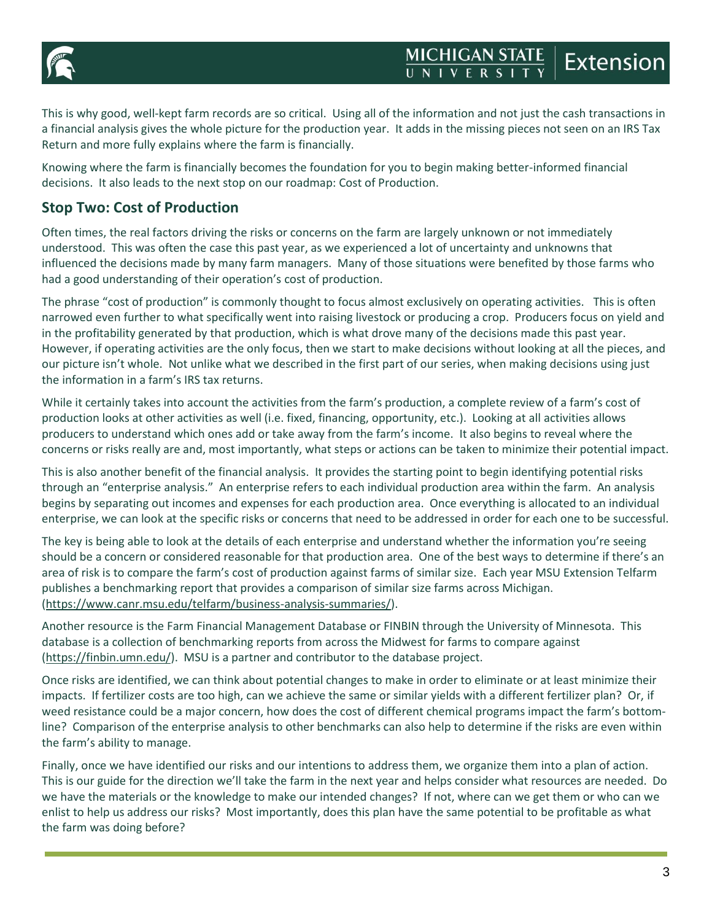This is why good, well-kept farm records are so critical. Using all of the information and not just the cash transactions in a financial analysis gives the whole picture for the production year. It adds in the missing pieces not seen on an IRS Tax Return and more fully explains where the farm is financially.

Knowing where the farm is financially becomes the foundation for you to begin making better-informed financial decisions. It also leads to the next stop on our roadmap: Cost of Production.

## Stop Two: Cost of Production

Often times, the real factors driving the risks or concerns on the farm are largely unknown or not immediately understood. This was often the case this past year, as we experienced a lot of uncertainty and unknowns that influenced the decisions made by many farm managers. Many of those situations were benefited by those farms who had a good understanding of their operation's cost of production.

The phrase "cost of production" is commonly thought to focus almost exclusively on operating activities. This is often narrowed even further to what specifically went into raising livestock or producing a crop. Producers focus on yield and in the profitability generated by that production, which is what drove many of the decisions made this past year. However, if operating activities are the only focus, then we start to make decisions without looking at all the pieces, and our picture isn't whole. Not unlike what we described in the first part of our series, when making decisions using just the information in a farm's IRS tax returns.

While it certainly takes into account the activities from the farm's production, a complete review of a farm's cost of production looks at other activities as well (i.e. fixed, financing, opportunity, etc.). Looking at all activities allows producers to understand which ones add or take away from the farm's income. It also begins to reveal where the concerns or risks really are and, most importantly, what steps or actions can be taken to minimize their potential impact.

This is also another benefit of the financial analysis. It provides the starting point to begin identifying potential risks through an "enterprise analysis." An enterprise refers to each individual production area within the farm. An analysis begins by separating out incomes and expenses for each production area. Once everything is allocated to an individual enterprise, we can look at the specific risks or concerns that need to be addressed in order for each one to be successful.

The key is being able to look at the details of each enterprise and understand whether the information you're seeing should be a concern or considered reasonable for that production area. One of the best ways to determine if there's an area of risk is to compare the farm's cost of production against farms of similar size. Each year MSU Extension Telfarm publishes a benchmarking report that provides a comparison of similar size farms across Michigan. (https://www.canr.msu.edu/telfarm/business-analysis-summaries/).

Another resource is the Farm Financial Management Database or FINBIN through the University of Minnesota. This database is a collection of benchmarking reports from across the Midwest for farms to compare against (https://finbin.umn.edu/). MSU is a partner and contributor to the database project.

Once risks are identified, we can think about potential changes to make in order to eliminate or at least minimize their impacts. If fertilizer costs are too high, can we achieve the same or similar yields with a different fertilizer plan? Or, if weed resistance could be a major concern, how does the cost of different chemical programs impact the farm's bottom-line? Comparison of the enterprise analysis to other benchmarks can also help to determine if the risks are even within the farm's ability to manage.

Finally, once we have identified our risks and our intentions to address them, we organize them into a plan of action. This is our guide for the direction we'll take the farm in the next year and helps consider what resources are needed. Do we have the materials or the knowledge to make our intended changes? If not, where can we get them or who can we enlist to help us address our risks? Most importantly, does this plan have the same potential to be profitable as what the farm was doing before?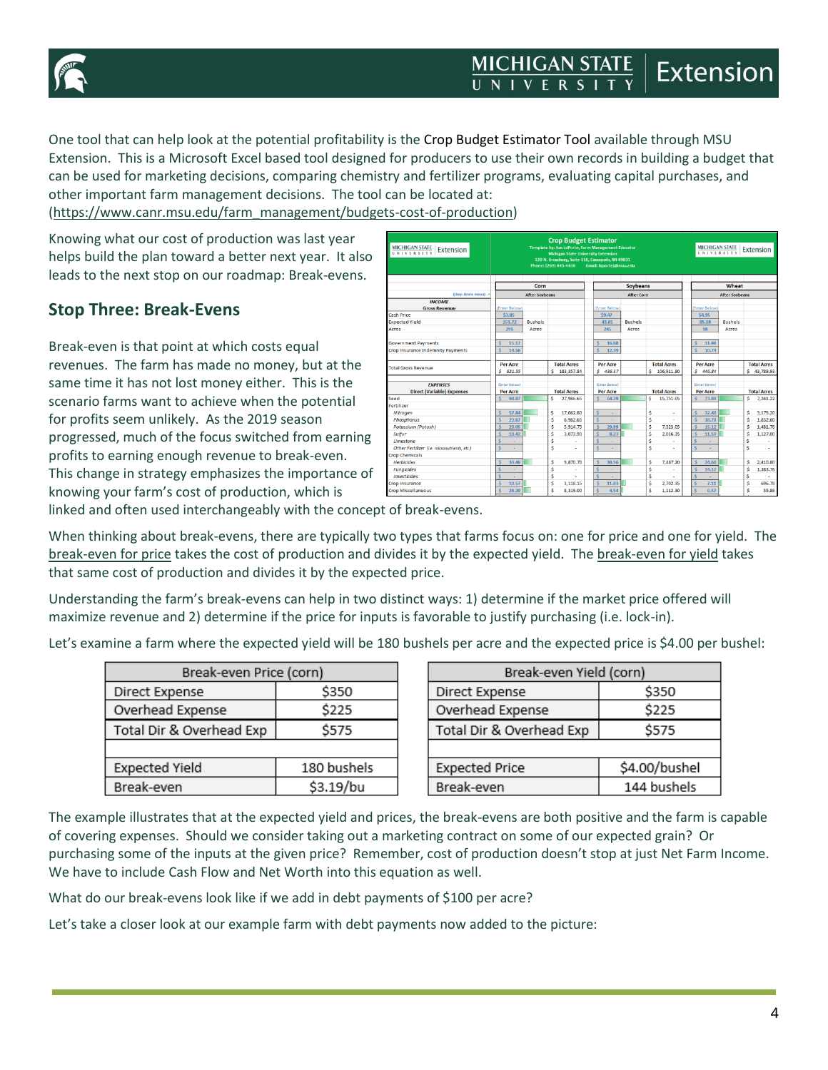One tool that can help look at the potential profitability is the Crop Budget Estimator Tool available through MSU Extension. This is a Microsoft Excel based tool designed for producers to use their own records in building a budget that can be used for marketing decisions, comparing chemistry and fertilizer programs, evaluating capital purchases, and other important farm management decisions. The tool can be located at: (https://www.canr.msu.edu/farm_management/budgets-cost-of-production)

Knowing what our cost of production was last year helps build the plan toward a better next year. It also leads to the next stop on our roadmap: Break-evens.

## Stop Three: Break-Evens

Break-even is that point at which costs equal revenues. The farm has made no money, but at the same time it has not lost money either. This is the scenario farms want to achieve when the potential for profits seem unlikely. As the 2019 season progressed, much of the focus switched from earning profits to earning enough revenue to break-even. This change in strategy emphasizes the importance of knowing your farm's cost of production, which is linked and often used interchangeably with the concept of break-evens.

When thinking about break-evens, there are typically two types that farms focus on: one for price and one for yield. The break-even for price takes the cost of production and divides it by the expected yield. The break-even for yield takes that same cost of production and divides it by the expected price.

Understanding the farm's break-evens can help in two distinct ways: 1) determine if the market price offered will maximize revenue and 2) determine if the price for inputs is favorable to justify purchasing (i.e. lock-in).

Let's examine a farm where the expected yield will be 180 bushels per acre and the expected price is $4.00 per bushel:

| Break-even Price (corn) | |
|---|---|
| Direct Expense | $350 |
| Overhead Expense | $225 |
| Total Dir & Overhead Exp | $575 |
| | |
| Expected Yield | 180 bushels |
| Break-even | $3.19/bu |

| Break-even Yield (corn) | |
|---|---|
| Direct Expense | $350 |
| Overhead Expense | $225 |
| Total Dir & Overhead Exp | $575 |
| | |
| Expected Price | $4.00/bushel |
| Break-even | 144 bushels |

The example illustrates that at the expected yield and prices, the break-evens are both positive and the farm is capable of covering expenses. Should we consider taking out a marketing contract on some of our expected grain? Or purchasing some of the inputs at the given price? Remember, cost of production doesn't stop at just Net Farm Income. We have to include Cash Flow and Net Worth into this equation as well.

What do our break-evens look like if we add in debt payments of $100 per acre?

Let's take a closer look at our example farm with debt payments now added to the picture: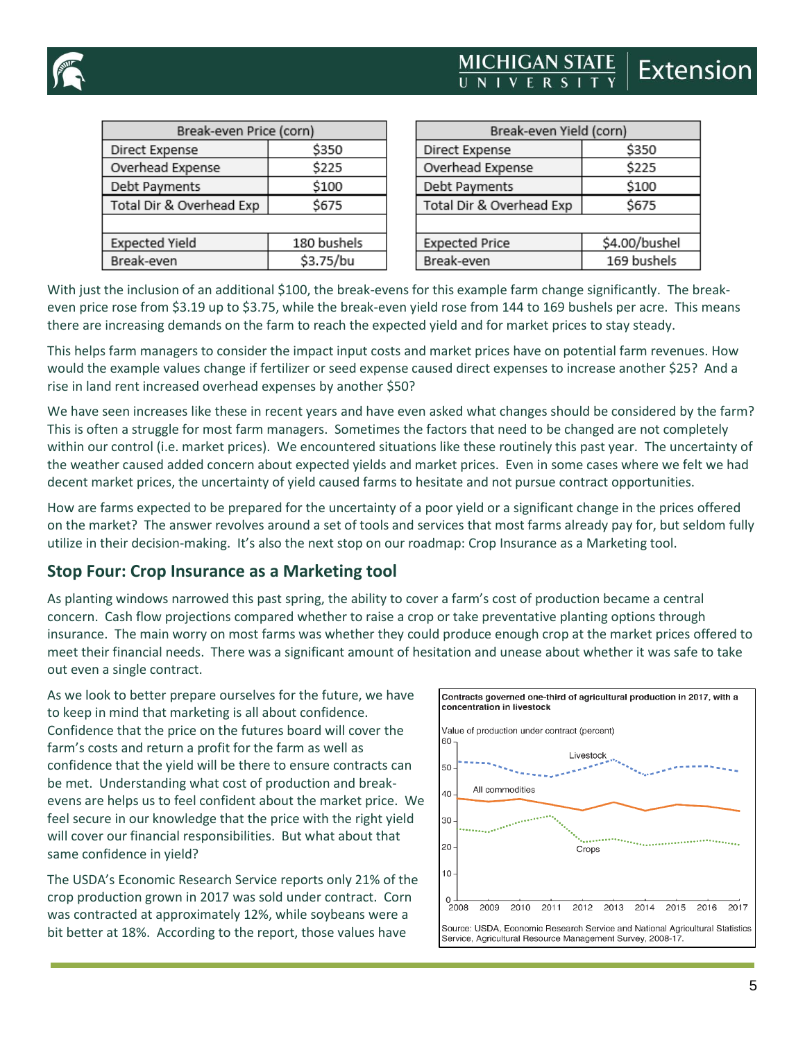| Break-even Price (corn) | |
|---|---|
| Direct Expense | $350 |
| Overhead Expense | $225 |
| Debt Payments | $100 |
| Total Dir & Overhead Exp | $675 |
| | |
| Expected Yield | 180 bushels |
| Break-even | $3.75/bu |

| Break-even Yield (corn) | |
|---|---|
| Direct Expense | $350 |
| Overhead Expense | $225 |
| Debt Payments | $100 |
| Total Dir & Overhead Exp | $675 |
| | |
| Expected Price | $4.00/bushel |
| Break-even | 169 bushels |

With just the inclusion of an additional $100, the break-evens for this example farm change significantly. The break-even price rose from $3.19 up to $3.75, while the break-even yield rose from 144 to 169 bushels per acre. This means there are increasing demands on the farm to reach the expected yield and for market prices to stay steady.

This helps farm managers to consider the impact input costs and market prices have on potential farm revenues. How would the example values change if fertilizer or seed expense caused direct expenses to increase another $25? And a rise in land rent increased overhead expenses by another $50?

We have seen increases like these in recent years and have even asked what changes should be considered by the farm? This is often a struggle for most farm managers. Sometimes the factors that need to be changed are not completely within our control (i.e. market prices). We encountered situations like these routinely this past year. The uncertainty of the weather caused added concern about expected yields and market prices. Even in some cases where we felt we had decent market prices, the uncertainty of yield caused farms to hesitate and not pursue contract opportunities.

How are farms expected to be prepared for the uncertainty of a poor yield or a significant change in the prices offered on the market? The answer revolves around a set of tools and services that most farms already pay for, but seldom fully utilize in their decision-making. It's also the next stop on our roadmap: Crop Insurance as a Marketing tool.

## Stop Four: Crop Insurance as a Marketing tool

As planting windows narrowed this past spring, the ability to cover a farm's cost of production became a central concern. Cash flow projections compared whether to raise a crop or take preventative planting options through insurance. The main worry on most farms was whether they could produce enough crop at the market prices offered to meet their financial needs. There was a significant amount of hesitation and unease about whether it was safe to take out even a single contract.

As we look to better prepare ourselves for the future, we have to keep in mind that marketing is all about confidence. Confidence that the price on the futures board will cover the farm's costs and return a profit for the farm as well as confidence that the yield will be there to ensure contracts can be met. Understanding what cost of production and break-evens are helps us to feel confident about the market price. We feel secure in our knowledge that the price with the right yield will cover our financial responsibilities. But what about that same confidence in yield?

The USDA's Economic Research Service reports only 21% of the crop production grown in 2017 was sold under contract. Corn was contracted at approximately 12%, while soybeans were a bit better at 18%. According to the report, those values have

**Contracts governed one-third of agricultural production in 2017, with a concentration in livestock**

Value of production under contract (percent)

Source: USDA, Economic Research Service and National Agricultural Statistics Service, Agricultural Resource Management Survey, 2008-17.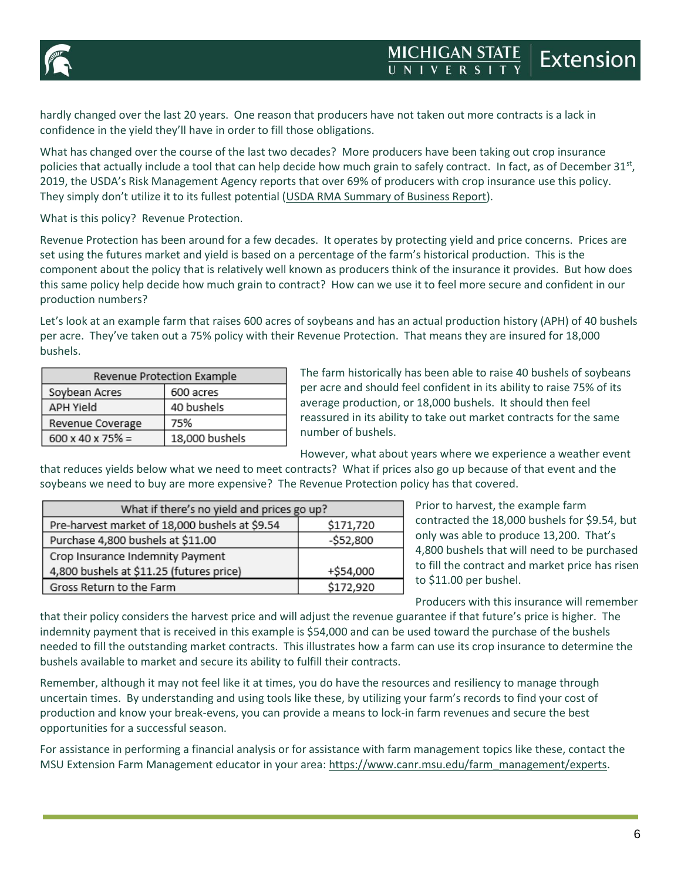hardly changed over the last 20 years. One reason that producers have not taken out more contracts is a lack in confidence in the yield they'll have in order to fill those obligations.

What has changed over the course of the last two decades? More producers have been taking out crop insurance policies that actually include a tool that can help decide how much grain to safely contract. In fact, as of December 31st, 2019, the USDA's Risk Management Agency reports that over 69% of producers with crop insurance use this policy. They simply don't utilize it to its fullest potential (USDA RMA Summary of Business Report).

What is this policy? Revenue Protection.

Revenue Protection has been around for a few decades. It operates by protecting yield and price concerns. Prices are set using the futures market and yield is based on a percentage of the farm's historical production. This is the component about the policy that is relatively well known as producers think of the insurance it provides. But how does this same policy help decide how much grain to contract? How can we use it to feel more secure and confident in our production numbers?

Let's look at an example farm that raises 600 acres of soybeans and has an actual production history (APH) of 40 bushels per acre. They've taken out a 75% policy with their Revenue Protection. That means they are insured for 18,000 bushels.

| Revenue Protection Example | |
|---|---|
| Soybean Acres | 600 acres |
| APH Yield | 40 bushels |
| Revenue Coverage | 75% |
| 600 x 40 x 75% = | 18,000 bushels |

The farm historically has been able to raise 40 bushels of soybeans per acre and should feel confident in its ability to raise 75% of its average production, or 18,000 bushels. It should then feel reassured in its ability to take out market contracts for the same number of bushels.

However, what about years where we experience a weather event that reduces yields below what we need to meet contracts? What if prices also go up because of that event and the soybeans we need to buy are more expensive? The Revenue Protection policy has that covered.

| What if there's no yield and prices go up? | |
|---|---|
| Pre-harvest market of 18,000 bushels at $9.54 | $171,720 |
| Purchase 4,800 bushels at $11.00 | -$52,800 |
| Crop Insurance Indemnity Payment 4,800 bushels at $11.25 (futures price) | +$54,000 |
| Gross Return to the Farm | $172,920 |

Prior to harvest, the example farm contracted the 18,000 bushels for $9.54, but only was able to produce 13,200. That's 4,800 bushels that will need to be purchased to fill the contract and market price has risen to $11.00 per bushel.

Producers with this insurance will remember that their policy considers the harvest price and will adjust the revenue guarantee if that future's price is higher. The indemnity payment that is received in this example is $54,000 and can be used toward the purchase of the bushels needed to fill the outstanding market contracts. This illustrates how a farm can use its crop insurance to determine the bushels available to market and secure its ability to fulfill their contracts.

Remember, although it may not feel like it at times, you do have the resources and resiliency to manage through uncertain times. By understanding and using tools like these, by utilizing your farm's records to find your cost of production and know your break-evens, you can provide a means to lock-in farm revenues and secure the best opportunities for a successful season.

For assistance in performing a financial analysis or for assistance with farm management topics like these, contact the MSU Extension Farm Management educator in your area: https://www.canr.msu.edu/farm_management/experts.